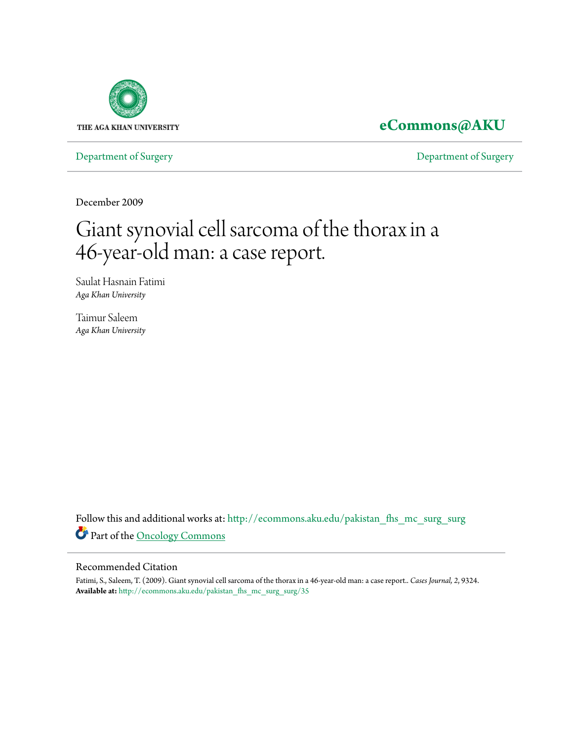THE AGA KHAN UNIVERSITY

**eCommons@AKU**

Department of Surgery | Department of Surgery

December 2009

# Giant synovial cell sarcoma of the thorax in a 46-year-old man: a case report.

Saulat Hasnain Fatimi
*Aga Khan University*

Taimur Saleem
*Aga Khan University*

Follow this and additional works at: http://ecommons.aku.edu/pakistan_fhs_mc_surg_surg

Part of the Oncology Commons

## Recommended Citation

Fatimi, S., Saleem, T. (2009). Giant synovial cell sarcoma of the thorax in a 46-year-old man: a case report.. *Cases Journal, 2*, 9324.
**Available at:** http://ecommons.aku.edu/pakistan_fhs_mc_surg_surg/35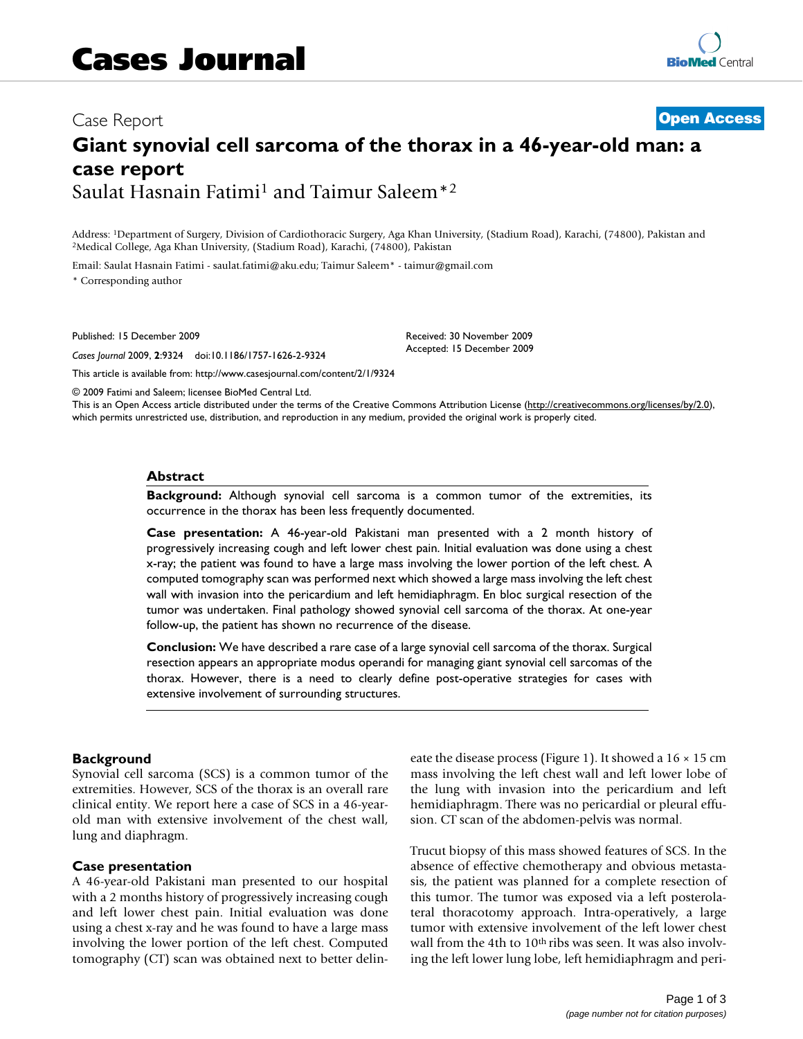# Cases Journal

Case Report

**Open Access**

# Giant synovial cell sarcoma of the thorax in a 46-year-old man: a case report

Saulat Hasnain Fatimi[1] and Taimur Saleem*[2]

Address: [1]Department of Surgery, Division of Cardiothoracic Surgery, Aga Khan University, (Stadium Road), Karachi, (74800), Pakistan and [2]Medical College, Aga Khan University, (Stadium Road), Karachi, (74800), Pakistan

Email: Saulat Hasnain Fatimi - saulat.fatimi@aku.edu; Taimur Saleem* - taimur@gmail.com

\* Corresponding author

Published: 15 December 2009

*Cases Journal* 2009, **2**:9324 doi:10.1186/1757-1626-2-9324

Received: 30 November 2009
Accepted: 15 December 2009

This article is available from: http://www.casesjournal.com/content/2/1/9324

© 2009 Fatimi and Saleem; licensee BioMed Central Ltd.
This is an Open Access article distributed under the terms of the Creative Commons Attribution License (http://creativecommons.org/licenses/by/2.0), which permits unrestricted use, distribution, and reproduction in any medium, provided the original work is properly cited.

## Abstract

**Background:** Although synovial cell sarcoma is a common tumor of the extremities, its occurrence in the thorax has been less frequently documented.

**Case presentation:** A 46-year-old Pakistani man presented with a 2 month history of progressively increasing cough and left lower chest pain. Initial evaluation was done using a chest x-ray; the patient was found to have a large mass involving the lower portion of the left chest. A computed tomography scan was performed next which showed a large mass involving the left chest wall with invasion into the pericardium and left hemidiaphragm. En bloc surgical resection of the tumor was undertaken. Final pathology showed synovial cell sarcoma of the thorax. At one-year follow-up, the patient has shown no recurrence of the disease.

**Conclusion:** We have described a rare case of a large synovial cell sarcoma of the thorax. Surgical resection appears an appropriate modus operandi for managing giant synovial cell sarcomas of the thorax. However, there is a need to clearly define post-operative strategies for cases with extensive involvement of surrounding structures.

## Background

Synovial cell sarcoma (SCS) is a common tumor of the extremities. However, SCS of the thorax is an overall rare clinical entity. We report here a case of SCS in a 46-year-old man with extensive involvement of the chest wall, lung and diaphragm.

## Case presentation

A 46-year-old Pakistani man presented to our hospital with a 2 months history of progressively increasing cough and left lower chest pain. Initial evaluation was done using a chest x-ray and he was found to have a large mass involving the lower portion of the left chest. Computed tomography (CT) scan was obtained next to better delineate the disease process (Figure 1). It showed a 16 × 15 cm mass involving the left chest wall and left lower lobe of the lung with invasion into the pericardium and left hemidiaphragm. There was no pericardial or pleural effusion. CT scan of the abdomen-pelvis was normal.

Trucut biopsy of this mass showed features of SCS. In the absence of effective chemotherapy and obvious metastasis, the patient was planned for a complete resection of this tumor. The tumor was exposed via a left posterolateral thoracotomy approach. Intra-operatively, a large tumor with extensive involvement of the left lower chest wall from the 4th to 10th ribs was seen. It was also involving the left lower lung lobe, left hemidiaphragm and peri-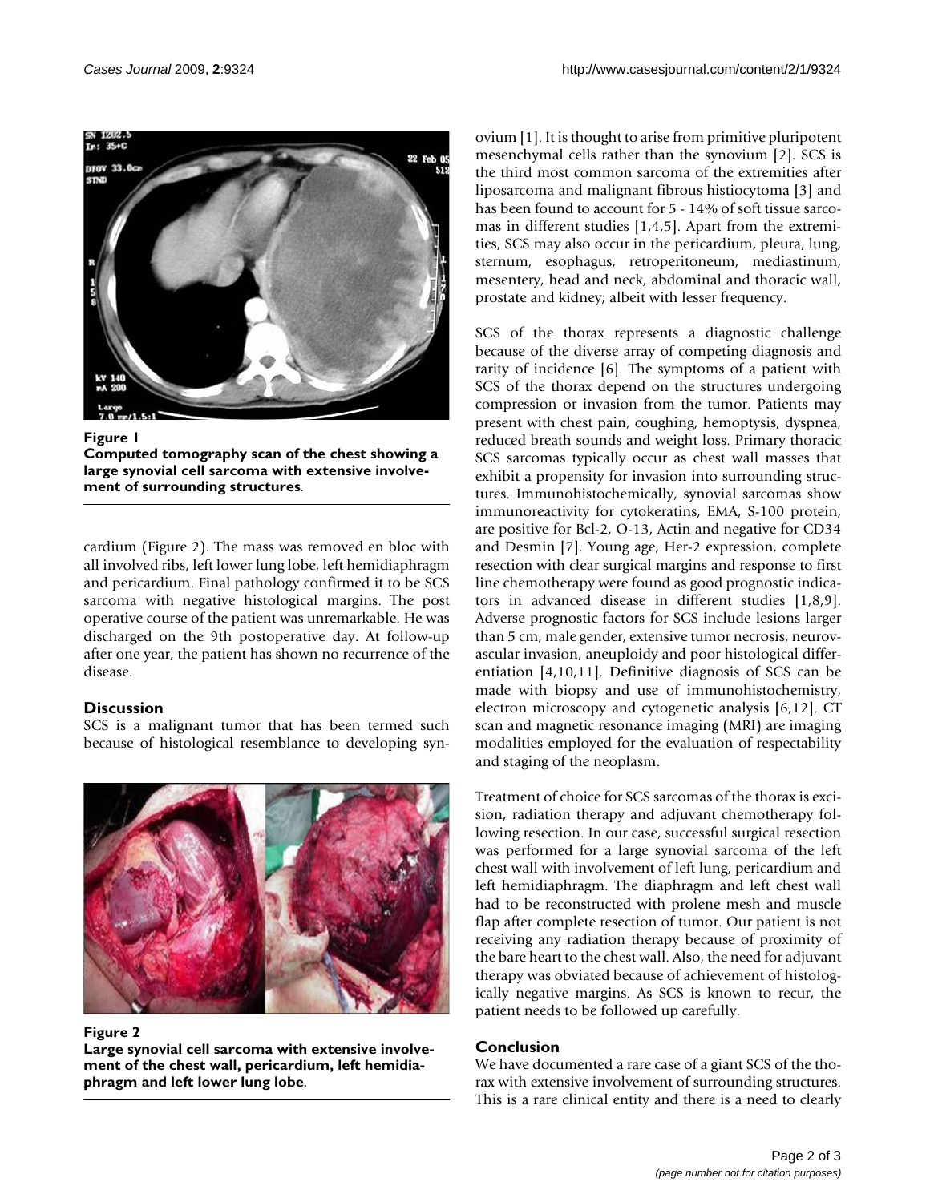**Figure 1**
**Computed tomography scan of the chest showing a large synovial cell sarcoma with extensive involvement of surrounding structures**.

cardium (Figure 2). The mass was removed en bloc with all involved ribs, left lower lung lobe, left hemidiaphragm and pericardium. Final pathology confirmed it to be SCS sarcoma with negative histological margins. The post operative course of the patient was unremarkable. He was discharged on the 9th postoperative day. At follow-up after one year, the patient has shown no recurrence of the disease.

## Discussion

SCS is a malignant tumor that has been termed such because of histological resemblance to developing synovium [1]. It is thought to arise from primitive pluripotent mesenchymal cells rather than the synovium [2]. SCS is the third most common sarcoma of the extremities after liposarcoma and malignant fibrous histiocytoma [3] and has been found to account for 5 - 14% of soft tissue sarcomas in different studies [1,4,5]. Apart from the extremities, SCS may also occur in the pericardium, pleura, lung, sternum, esophagus, retroperitoneum, mediastinum, mesentery, head and neck, abdominal and thoracic wall, prostate and kidney; albeit with lesser frequency.

SCS of the thorax represents a diagnostic challenge because of the diverse array of competing diagnosis and rarity of incidence [6]. The symptoms of a patient with SCS of the thorax depend on the structures undergoing compression or invasion from the tumor. Patients may present with chest pain, coughing, hemoptysis, dyspnea, reduced breath sounds and weight loss. Primary thoracic SCS sarcomas typically occur as chest wall masses that exhibit a propensity for invasion into surrounding structures. Immunohistochemically, synovial sarcomas show immunoreactivity for cytokeratins, EMA, S-100 protein, are positive for Bcl-2, O-13, Actin and negative for CD34 and Desmin [7]. Young age, Her-2 expression, complete resection with clear surgical margins and response to first line chemotherapy were found as good prognostic indicators in advanced disease in different studies [1,8,9]. Adverse prognostic factors for SCS include lesions larger than 5 cm, male gender, extensive tumor necrosis, neurovascular invasion, aneuploidy and poor histological differentiation [4,10,11]. Definitive diagnosis of SCS can be made with biopsy and use of immunohistochemistry, electron microscopy and cytogenetic analysis [6,12]. CT scan and magnetic resonance imaging (MRI) are imaging modalities employed for the evaluation of respectability and staging of the neoplasm.

Treatment of choice for SCS sarcomas of the thorax is excision, radiation therapy and adjuvant chemotherapy following resection. In our case, successful surgical resection was performed for a large synovial sarcoma of the left chest wall with involvement of left lung, pericardium and left hemidiaphragm. The diaphragm and left chest wall had to be reconstructed with prolene mesh and muscle flap after complete resection of tumor. Our patient is not receiving any radiation therapy because of proximity of the bare heart to the chest wall. Also, the need for adjuvant therapy was obviated because of achievement of histologically negative margins. As SCS is known to recur, the patient needs to be followed up carefully.

**Figure 2**
**Large synovial cell sarcoma with extensive involvement of the chest wall, pericardium, left hemidiaphragm and left lower lung lobe**.

## Conclusion

We have documented a rare case of a giant SCS of the thorax with extensive involvement of surrounding structures. This is a rare clinical entity and there is a need to clearly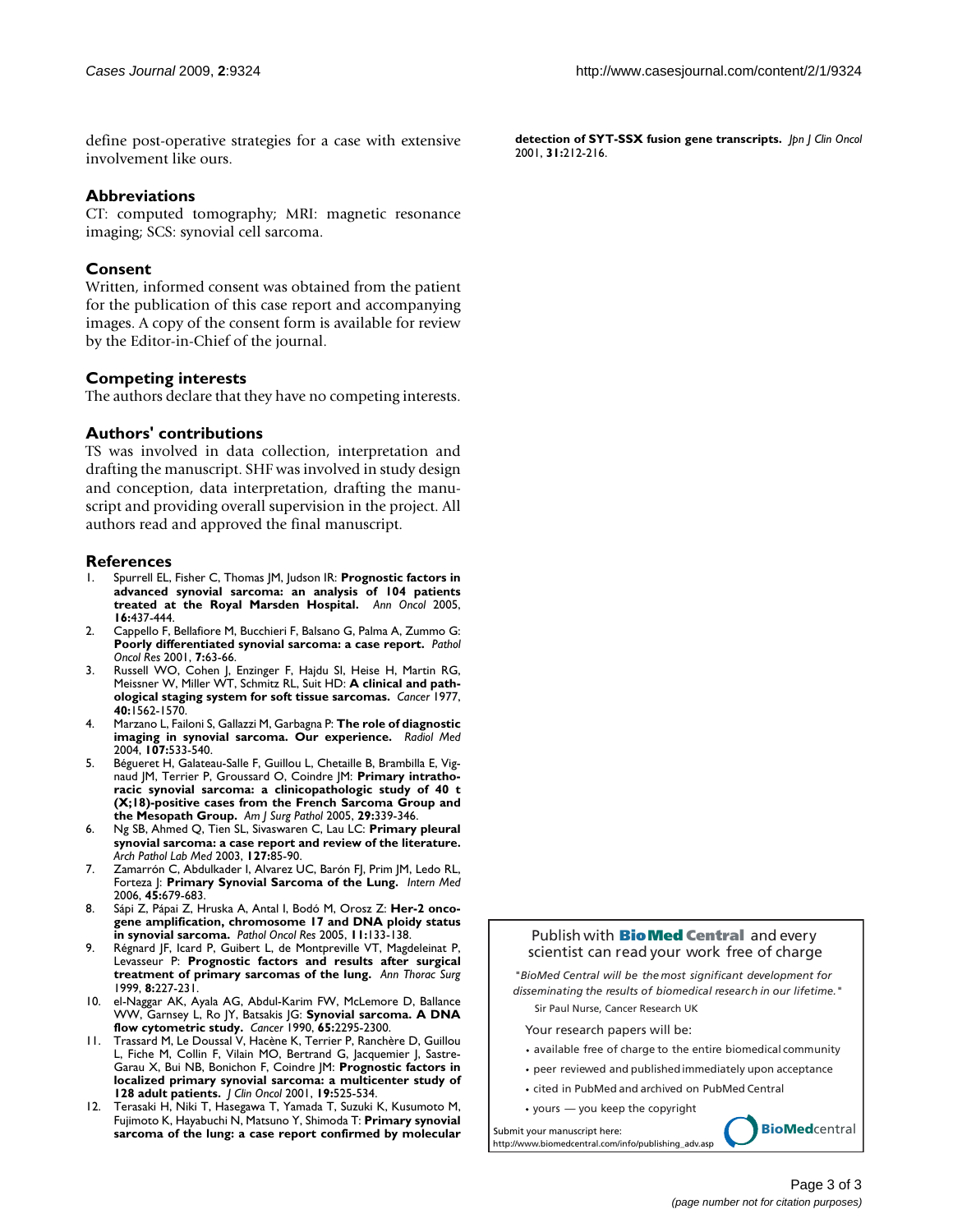define post-operative strategies for a case with extensive involvement like ours.

## Abbreviations

CT: computed tomography; MRI: magnetic resonance imaging; SCS: synovial cell sarcoma.

## Consent

Written, informed consent was obtained from the patient for the publication of this case report and accompanying images. A copy of the consent form is available for review by the Editor-in-Chief of the journal.

## Competing interests

The authors declare that they have no competing interests.

## Authors' contributions

TS was involved in data collection, interpretation and drafting the manuscript. SHF was involved in study design and conception, data interpretation, drafting the manuscript and providing overall supervision in the project. All authors read and approved the final manuscript.

## References

1. Spurrell EL, Fisher C, Thomas JM, Judson IR: **Prognostic factors in advanced synovial sarcoma: an analysis of 104 patients treated at the Royal Marsden Hospital.** *Ann Oncol* 2005, **16:**437-444.
2. Cappello F, Bellafiore M, Bucchieri F, Balsano G, Palma A, Zummo G: **Poorly differentiated synovial sarcoma: a case report.** *Pathol Oncol Res* 2001, **7:**63-66.
3. Russell WO, Cohen J, Enzinger F, Hajdu SI, Heise H, Martin RG, Meissner W, Miller WT, Schmitz RL, Suit HD: **A clinical and pathological staging system for soft tissue sarcomas.** *Cancer* 1977, **40:**1562-1570.
4. Marzano L, Failoni S, Gallazzi M, Garbagna P: **The role of diagnostic imaging in synovial sarcoma. Our experience.** *Radiol Med* 2004, **107:**533-540.
5. Bégueret H, Galateau-Salle F, Guillou L, Chetaille B, Brambilla E, Vignaud JM, Terrier P, Groussard O, Coindre JM: **Primary intrathoracic synovial sarcoma: a clinicopathologic study of 40 t (X;18)-positive cases from the French Sarcoma Group and the Mesopath Group.** *Am J Surg Pathol* 2005, **29:**339-346.
6. Ng SB, Ahmed Q, Tien SL, Sivaswaren C, Lau LC: **Primary pleural synovial sarcoma: a case report and review of the literature.** *Arch Pathol Lab Med* 2003, **127:**85-90.
7. Zamarrón C, Abdulkader I, Alvarez UC, Barón FJ, Prim JM, Ledo RL, Forteza J: **Primary Synovial Sarcoma of the Lung.** *Intern Med* 2006, **45:**679-683.
8. Sápi Z, Pápai Z, Hruska A, Antal I, Bodó M, Orosz Z: **Her-2 oncogene amplification, chromosome 17 and DNA ploidy status in synovial sarcoma.** *Pathol Oncol Res* 2005, **11:**133-138.
9. Régnard JF, Icard P, Guibert L, de Montpreville VT, Magdeleinat P, Levasseur P: **Prognostic factors and results after surgical treatment of primary sarcomas of the lung.** *Ann Thorac Surg* 1999, **8:**227-231.
10. el-Naggar AK, Ayala AG, Abdul-Karim FW, McLemore D, Ballance WW, Garnsey L, Ro JY, Batsakis JG: **Synovial sarcoma. A DNA flow cytometric study.** *Cancer* 1990, **65:**2295-2300.
11. Trassard M, Le Doussal V, Hacène K, Terrier P, Ranchère D, Guillou L, Fiche M, Collin F, Vilain MO, Bertrand G, Jacquemier J, Sastre-Garau X, Bui NB, Bonichon F, Coindre JM: **Prognostic factors in localized primary synovial sarcoma: a multicenter study of 128 adult patients.** *J Clin Oncol* 2001, **19:**525-534.
12. Terasaki H, Niki T, Hasegawa T, Yamada T, Suzuki K, Kusumoto M, Fujimoto K, Hayabuchi N, Matsuno Y, Shimoda T: **Primary synovial sarcoma of the lung: a case report confirmed by molecular detection of SYT-SSX fusion gene transcripts.** *Jpn J Clin Oncol* 2001, **31:**212-216.

Publish with **BioMed Central** and every scientist can read your work free of charge

*"BioMed Central will be the most significant development for disseminating the results of biomedical research in our lifetime."*

Sir Paul Nurse, Cancer Research UK

Your research papers will be:

- available free of charge to the entire biomedical community
- peer reviewed and published immediately upon acceptance
- cited in PubMed and archived on PubMed Central
- yours — you keep the copyright

Submit your manuscript here:
http://www.biomedcentral.com/info/publishing_adv.asp

BioMedcentral